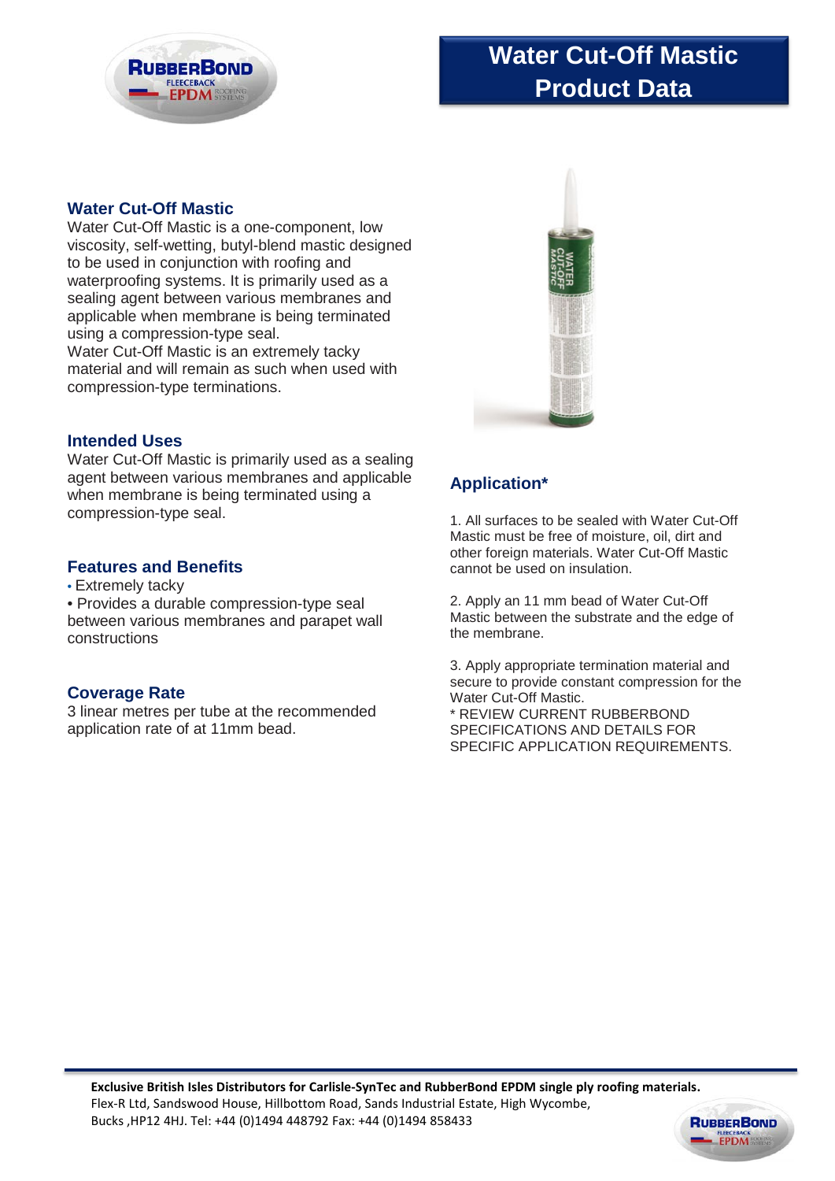# Water Cut-Off Mastic Product Data

## Water Cut-Off Mastic

Water Cut-Off Mastic is a one-component, low viscosity, self-wetting, butyl-blend mastic designed to be used in conjunction with roofing and waterproofing systems. It is primarily used as a sealing agent between various membranes and applicable when membrane is being terminated using a compression-type seal.
Water Cut-Off Mastic is an extremely tacky material and will remain as such when used with compression-type terminations.

## Intended Uses

Water Cut-Off Mastic is primarily used as a sealing agent between various membranes and applicable when membrane is being terminated using a compression-type seal.

## Features and Benefits

- Extremely tacky
- Provides a durable compression-type seal between various membranes and parapet wall constructions

## Coverage Rate

3 linear metres per tube at the recommended application rate of at 11mm bead.

## Application*

1. All surfaces to be sealed with Water Cut-Off Mastic must be free of moisture, oil, dirt and other foreign materials. Water Cut-Off Mastic cannot be used on insulation.

2. Apply an 11 mm bead of Water Cut-Off Mastic between the substrate and the edge of the membrane.

3. Apply appropriate termination material and secure to provide constant compression for the Water Cut-Off Mastic.

* REVIEW CURRENT RUBBERBOND SPECIFICATIONS AND DETAILS FOR SPECIFIC APPLICATION REQUIREMENTS.

**Exclusive British Isles Distributors for Carlisle-SynTec and RubberBond EPDM single ply roofing materials.**
Flex-R Ltd, Sandswood House, Hillbottom Road, Sands Industrial Estate, High Wycombe, Bucks ,HP12 4HJ. Tel: +44 (0)1494 448792 Fax: +44 (0)1494 858433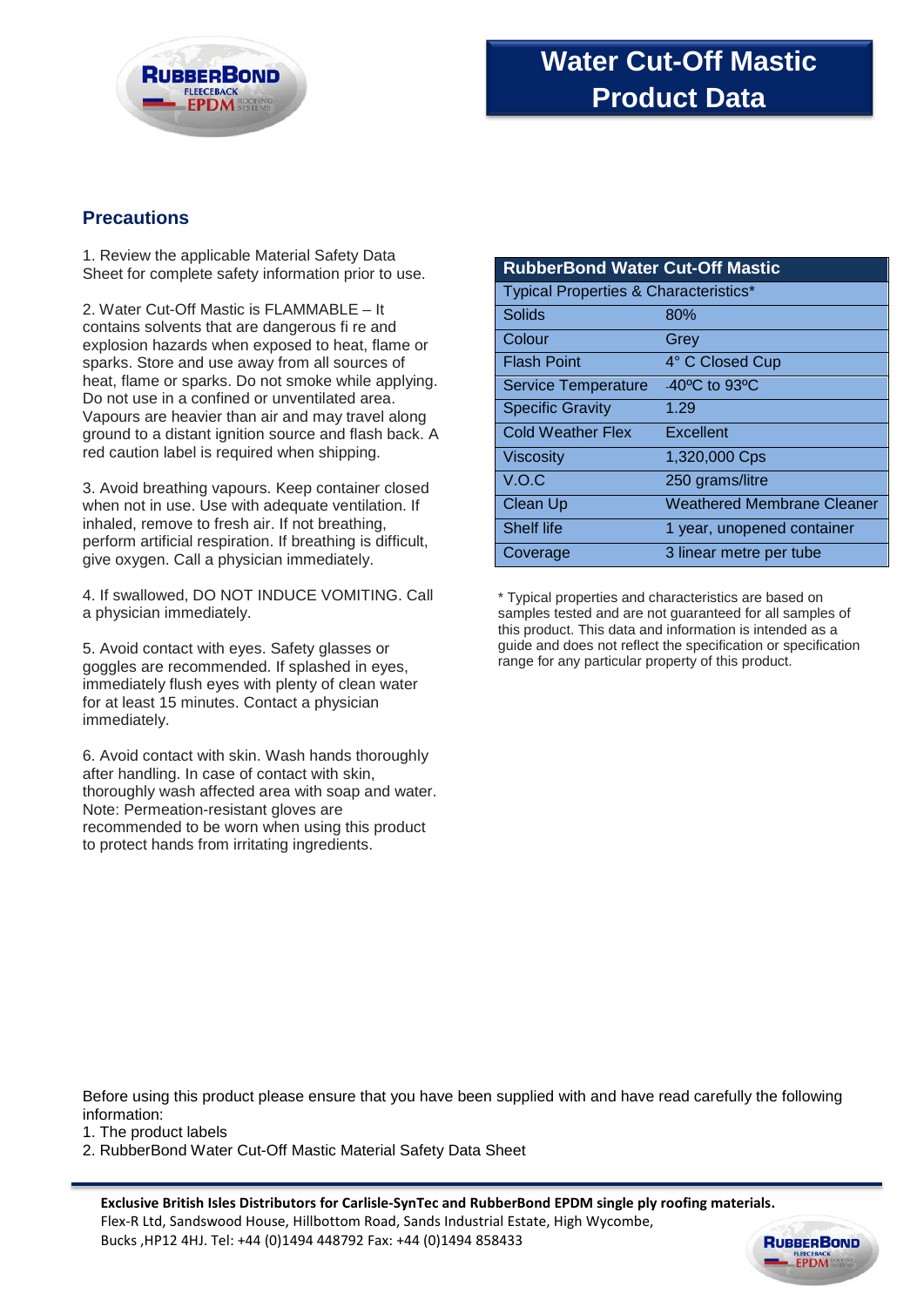# Water Cut-Off Mastic Product Data

## Precautions

1. Review the applicable Material Safety Data Sheet for complete safety information prior to use.

2. Water Cut-Off Mastic is FLAMMABLE – It contains solvents that are dangerous fi re and explosion hazards when exposed to heat, flame or sparks. Store and use away from all sources of heat, flame or sparks. Do not smoke while applying. Do not use in a confined or unventilated area. Vapours are heavier than air and may travel along ground to a distant ignition source and flash back. A red caution label is required when shipping.

3. Avoid breathing vapours. Keep container closed when not in use. Use with adequate ventilation. If inhaled, remove to fresh air. If not breathing, perform artificial respiration. If breathing is difficult, give oxygen. Call a physician immediately.

4. If swallowed, DO NOT INDUCE VOMITING. Call a physician immediately.

5. Avoid contact with eyes. Safety glasses or goggles are recommended. If splashed in eyes, immediately flush eyes with plenty of clean water for at least 15 minutes. Contact a physician immediately.

6. Avoid contact with skin. Wash hands thoroughly after handling. In case of contact with skin, thoroughly wash affected area with soap and water. Note: Permeation-resistant gloves are recommended to be worn when using this product to protect hands from irritating ingredients.

| RubberBond Water Cut-Off Mastic | |
|---|---|
| Typical Properties & Characteristics* | |
| Solids | 80% |
| Colour | Grey |
| Flash Point | 4° C Closed Cup |
| Service Temperature | -40ºC to 93ºC |
| Specific Gravity | 1.29 |
| Cold Weather Flex | Excellent |
| Viscosity | 1,320,000 Cps |
| V.O.C | 250 grams/litre |
| Clean Up | Weathered Membrane Cleaner |
| Shelf life | 1 year, unopened container |
| Coverage | 3 linear metre per tube |

* Typical properties and characteristics are based on samples tested and are not guaranteed for all samples of this product. This data and information is intended as a guide and does not reflect the specification or specification range for any particular property of this product.

Before using this product please ensure that you have been supplied with and have read carefully the following information:

1. The product labels
2. RubberBond Water Cut-Off Mastic Material Safety Data Sheet

**Exclusive British Isles Distributors for Carlisle-SynTec and RubberBond EPDM single ply roofing materials.**
Flex-R Ltd, Sandswood House, Hillbottom Road, Sands Industrial Estate, High Wycombe, Bucks ,HP12 4HJ. Tel: +44 (0)1494 448792 Fax: +44 (0)1494 858433